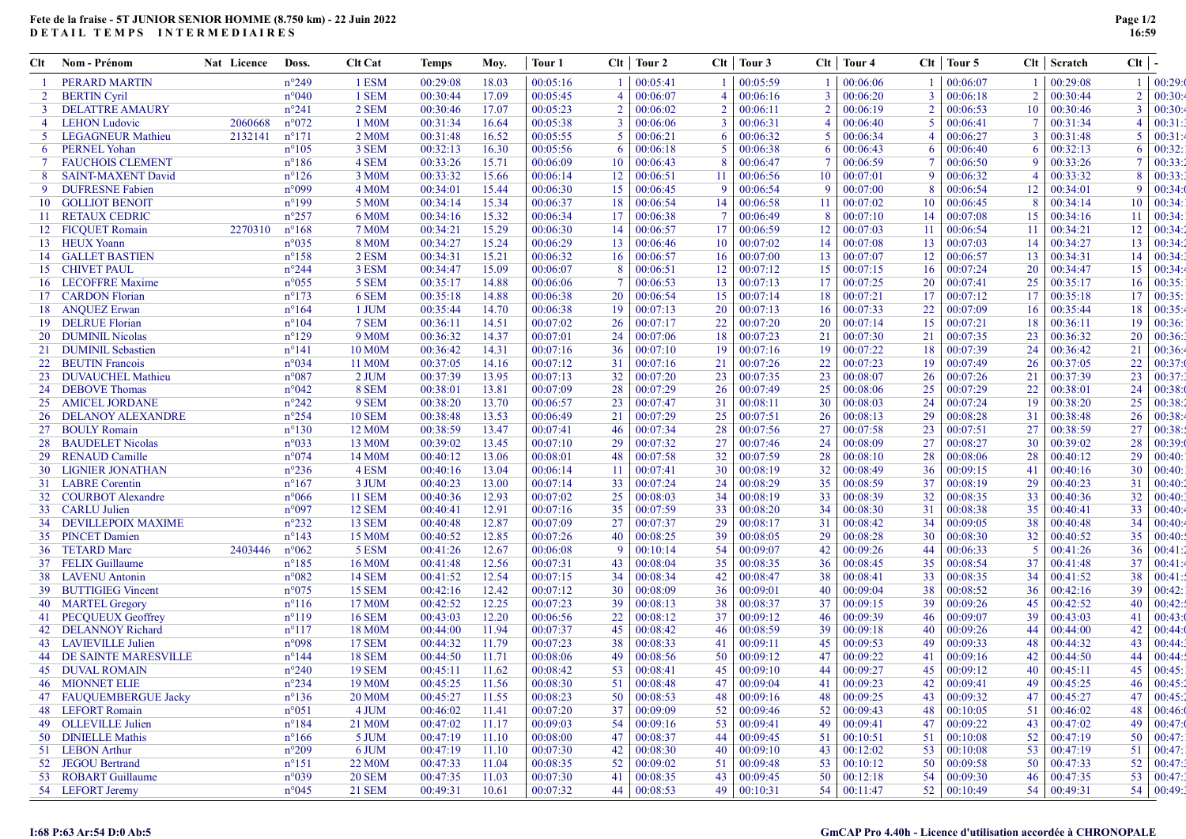# Fete de la fraise - 5T JUNIOR SENIOR HOMME (8.750 km) - 22 Juin 2022

## DETAIL TEMPS INTERMEDIAIRES

| Clt | Nom - Prénom | Nat | Licence | Doss. | Clt Cat | Temps | Moy. | Tour 1 | Clt | Tour 2 | Clt | Tour 3 | Clt | Tour 4 | Clt | Tour 5 | Clt | Scratch | Clt | - |
|---|---|---|---|---|---|---|---|---|---|---|---|---|---|---|---|---|---|---|---|---|
| 1 | PERARD MARTIN | | | n°249 | 1 ESM | 00:29:08 | 18.03 | 00:05:16 | 1 | 00:05:41 | 1 | 00:05:59 | 1 | 00:06:06 | 1 | 00:06:07 | 1 | 00:29:08 | 1 | 00:29: |
| 2 | BERTIN Cyril | | | n°040 | 1 SEM | 00:30:44 | 17.09 | 00:05:45 | 4 | 00:06:07 | 4 | 00:06:16 | 3 | 00:06:20 | 3 | 00:06:18 | 2 | 00:30:44 | 2 | 00:30: |
| 3 | DELATTRE AMAURY | | | n°241 | 2 SEM | 00:30:46 | 17.07 | 00:05:23 | 2 | 00:06:02 | 2 | 00:06:11 | 2 | 00:06:19 | 2 | 00:06:53 | 10 | 00:30:46 | 3 | 00:30: |
| 4 | LEHON Ludovic | | 2060668 | n°072 | 1 M0M | 00:31:34 | 16.64 | 00:05:38 | 3 | 00:06:06 | 3 | 00:06:31 | 4 | 00:06:40 | 5 | 00:06:41 | 7 | 00:31:34 | 4 | 00:31: |
| 5 | LEGAGNEUR Mathieu | | 2132141 | n°171 | 2 M0M | 00:31:48 | 16.52 | 00:05:55 | 5 | 00:06:21 | 6 | 00:06:32 | 5 | 00:06:34 | 4 | 00:06:27 | 3 | 00:31:48 | 5 | 00:31: |
| 6 | PERNEL Yohan | | | n°105 | 3 SEM | 00:32:13 | 16.30 | 00:05:56 | 6 | 00:06:18 | 5 | 00:06:38 | 6 | 00:06:43 | 6 | 00:06:40 | 6 | 00:32:13 | 6 | 00:32: |
| 7 | FAUCHOIS CLEMENT | | | n°186 | 4 SEM | 00:33:26 | 15.71 | 00:06:09 | 10 | 00:06:43 | 8 | 00:06:47 | 7 | 00:06:59 | 7 | 00:06:50 | 9 | 00:33:26 | 7 | 00:33: |
| 8 | SAINT-MAXENT David | | | n°126 | 3 M0M | 00:33:32 | 15.66 | 00:06:14 | 12 | 00:06:51 | 11 | 00:06:56 | 10 | 00:07:01 | 9 | 00:06:32 | 4 | 00:33:32 | 8 | 00:33: |
| 9 | DUFRESNE Fabien | | | n°099 | 4 M0M | 00:34:01 | 15.44 | 00:06:30 | 15 | 00:06:45 | 9 | 00:06:54 | 9 | 00:07:00 | 8 | 00:06:54 | 12 | 00:34:01 | 9 | 00:34: |
| 10 | GOLLIOT BENOIT | | | n°199 | 5 M0M | 00:34:14 | 15.34 | 00:06:37 | 18 | 00:06:54 | 14 | 00:06:58 | 11 | 00:07:02 | 10 | 00:06:45 | 8 | 00:34:14 | 10 | 00:34: |
| 11 | RETAUX CEDRIC | | | n°257 | 6 M0M | 00:34:16 | 15.32 | 00:06:34 | 17 | 00:06:38 | 7 | 00:06:49 | 8 | 00:07:10 | 14 | 00:07:08 | 15 | 00:34:16 | 11 | 00:34: |
| 12 | FICQUET Romain | | 2270310 | n°168 | 7 M0M | 00:34:21 | 15.29 | 00:06:30 | 14 | 00:06:57 | 17 | 00:06:59 | 12 | 00:07:03 | 11 | 00:06:54 | 11 | 00:34:21 | 12 | 00:34: |
| 13 | HEUX Yoann | | | n°035 | 8 M0M | 00:34:27 | 15.24 | 00:06:29 | 13 | 00:06:46 | 10 | 00:07:02 | 14 | 00:07:08 | 13 | 00:07:03 | 14 | 00:34:27 | 13 | 00:34: |
| 14 | GALLET BASTIEN | | | n°158 | 2 ESM | 00:34:31 | 15.21 | 00:06:32 | 16 | 00:06:57 | 16 | 00:07:00 | 13 | 00:07:07 | 12 | 00:06:57 | 13 | 00:34:31 | 14 | 00:34: |
| 15 | CHIVET PAUL | | | n°244 | 3 ESM | 00:34:47 | 15.09 | 00:06:07 | 8 | 00:06:51 | 12 | 00:07:12 | 15 | 00:07:15 | 16 | 00:07:24 | 20 | 00:34:47 | 15 | 00:34: |
| 16 | LECOFFRE Maxime | | | n°055 | 5 SEM | 00:35:17 | 14.88 | 00:06:06 | 7 | 00:06:53 | 13 | 00:07:13 | 17 | 00:07:25 | 20 | 00:07:41 | 25 | 00:35:17 | 16 | 00:35: |
| 17 | CARDON Florian | | | n°173 | 6 SEM | 00:35:18 | 14.88 | 00:06:38 | 20 | 00:06:54 | 15 | 00:07:14 | 18 | 00:07:21 | 17 | 00:07:12 | 17 | 00:35:18 | 17 | 00:35: |
| 18 | ANQUEZ Erwan | | | n°164 | 1 JUM | 00:35:44 | 14.70 | 00:06:38 | 19 | 00:07:13 | 20 | 00:07:13 | 16 | 00:07:33 | 22 | 00:07:09 | 16 | 00:35:44 | 18 | 00:35: |
| 19 | DELRUE Florian | | | n°104 | 7 SEM | 00:36:11 | 14.51 | 00:07:02 | 26 | 00:07:17 | 22 | 00:07:20 | 20 | 00:07:14 | 15 | 00:07:21 | 18 | 00:36:11 | 19 | 00:36: |
| 20 | DUMINIL Nicolas | | | n°129 | 9 M0M | 00:36:32 | 14.37 | 00:07:01 | 24 | 00:07:06 | 18 | 00:07:23 | 21 | 00:07:30 | 21 | 00:07:35 | 23 | 00:36:32 | 20 | 00:36: |
| 21 | DUMINIL Sebastien | | | n°141 | 10 M0M | 00:36:42 | 14.31 | 00:07:16 | 36 | 00:07:10 | 19 | 00:07:16 | 19 | 00:07:22 | 18 | 00:07:39 | 24 | 00:36:42 | 21 | 00:36: |
| 22 | BEUTIN Francois | | | n°034 | 11 M0M | 00:37:05 | 14.16 | 00:07:12 | 31 | 00:07:16 | 21 | 00:07:26 | 22 | 00:07:23 | 19 | 00:07:49 | 26 | 00:37:05 | 22 | 00:37: |
| 23 | DUVAUCHEL Mathieu | | | n°087 | 2 JUM | 00:37:39 | 13.95 | 00:07:13 | 32 | 00:07:20 | 23 | 00:07:35 | 23 | 00:08:07 | 26 | 00:07:26 | 21 | 00:37:39 | 23 | 00:37: |
| 24 | DEBOVE Thomas | | | n°042 | 8 SEM | 00:38:01 | 13.81 | 00:07:09 | 28 | 00:07:29 | 26 | 00:07:49 | 25 | 00:08:06 | 25 | 00:07:29 | 22 | 00:38:01 | 24 | 00:38: |
| 25 | AMICEL JORDANE | | | n°242 | 9 SEM | 00:38:20 | 13.70 | 00:06:57 | 23 | 00:07:47 | 31 | 00:08:11 | 30 | 00:08:03 | 24 | 00:07:24 | 19 | 00:38:20 | 25 | 00:38: |
| 26 | DELANOY ALEXANDRE | | | n°254 | 10 SEM | 00:38:48 | 13.53 | 00:06:49 | 21 | 00:07:29 | 25 | 00:07:51 | 26 | 00:08:13 | 29 | 00:08:28 | 31 | 00:38:48 | 26 | 00:38: |
| 27 | BOULY Romain | | | n°130 | 12 M0M | 00:38:59 | 13.47 | 00:07:41 | 46 | 00:07:34 | 28 | 00:07:56 | 27 | 00:07:58 | 23 | 00:07:51 | 27 | 00:38:59 | 27 | 00:38: |
| 28 | BAUDELET Nicolas | | | n°033 | 13 M0M | 00:39:02 | 13.45 | 00:07:10 | 29 | 00:07:32 | 27 | 00:07:46 | 24 | 00:08:09 | 27 | 00:08:27 | 30 | 00:39:02 | 28 | 00:39: |
| 29 | RENAUD Camille | | | n°074 | 14 M0M | 00:40:12 | 13.06 | 00:08:01 | 48 | 00:07:58 | 32 | 00:07:59 | 28 | 00:08:10 | 28 | 00:08:06 | 28 | 00:40:12 | 29 | 00:40: |
| 30 | LIGNIER JONATHAN | | | n°236 | 4 ESM | 00:40:16 | 13.04 | 00:06:14 | 11 | 00:07:41 | 30 | 00:08:19 | 32 | 00:08:49 | 36 | 00:09:15 | 41 | 00:40:16 | 30 | 00:40: |
| 31 | LABRE Corentin | | | n°167 | 3 JUM | 00:40:23 | 13.00 | 00:07:14 | 33 | 00:07:24 | 24 | 00:08:29 | 35 | 00:08:59 | 37 | 00:08:19 | 29 | 00:40:23 | 31 | 00:40: |
| 32 | COURBOT Alexandre | | | n°066 | 11 SEM | 00:40:36 | 12.93 | 00:07:02 | 25 | 00:08:03 | 34 | 00:08:19 | 33 | 00:08:39 | 32 | 00:08:35 | 33 | 00:40:36 | 32 | 00:40: |
| 33 | CARLU Julien | | | n°097 | 12 SEM | 00:40:41 | 12.91 | 00:07:16 | 35 | 00:07:59 | 33 | 00:08:20 | 34 | 00:08:30 | 31 | 00:08:38 | 35 | 00:40:41 | 33 | 00:40: |
| 34 | DEVILLEPOIX MAXIME | | | n°232 | 13 SEM | 00:40:48 | 12.87 | 00:07:09 | 27 | 00:07:37 | 29 | 00:08:17 | 31 | 00:08:42 | 34 | 00:09:05 | 38 | 00:40:48 | 34 | 00:40: |
| 35 | PINCET Damien | | | n°143 | 15 M0M | 00:40:52 | 12.85 | 00:07:26 | 40 | 00:08:25 | 39 | 00:08:05 | 29 | 00:08:28 | 30 | 00:08:30 | 32 | 00:40:52 | 35 | 00:40: |
| 36 | TETARD Marc | | 2403446 | n°062 | 5 ESM | 00:41:26 | 12.67 | 00:06:08 | 9 | 00:10:14 | 54 | 00:09:07 | 42 | 00:09:26 | 44 | 00:06:33 | 5 | 00:41:26 | 36 | 00:41: |
| 37 | FELIX Guillaume | | | n°185 | 16 M0M | 00:41:48 | 12.56 | 00:07:31 | 43 | 00:08:04 | 35 | 00:08:35 | 36 | 00:08:45 | 35 | 00:08:54 | 37 | 00:41:48 | 37 | 00:41: |
| 38 | LAVENU Antonin | | | n°082 | 14 SEM | 00:41:52 | 12.54 | 00:07:15 | 34 | 00:08:34 | 42 | 00:08:47 | 38 | 00:08:41 | 33 | 00:08:35 | 34 | 00:41:52 | 38 | 00:41: |
| 39 | BUTTIGIEG Vincent | | | n°075 | 15 SEM | 00:42:16 | 12.42 | 00:07:12 | 30 | 00:08:09 | 36 | 00:09:01 | 40 | 00:09:04 | 38 | 00:08:52 | 36 | 00:42:16 | 39 | 00:42: |
| 40 | MARTEL Gregory | | | n°116 | 17 M0M | 00:42:52 | 12.25 | 00:07:23 | 39 | 00:08:13 | 38 | 00:08:37 | 37 | 00:09:15 | 39 | 00:09:26 | 45 | 00:42:52 | 40 | 00:42: |
| 41 | PECQUEUX Geoffrey | | | n°119 | 16 SEM | 00:43:03 | 12.20 | 00:06:56 | 22 | 00:08:12 | 37 | 00:09:12 | 46 | 00:09:39 | 46 | 00:09:07 | 39 | 00:43:03 | 41 | 00:43: |
| 42 | DELANNOY Richard | | | n°117 | 18 M0M | 00:44:00 | 11.94 | 00:07:37 | 45 | 00:08:42 | 46 | 00:08:59 | 39 | 00:09:18 | 40 | 00:09:26 | 44 | 00:44:00 | 42 | 00:44: |
| 43 | LAVIEVILLE Julien | | | n°098 | 17 SEM | 00:44:32 | 11.79 | 00:07:23 | 38 | 00:08:33 | 41 | 00:09:11 | 45 | 00:09:53 | 49 | 00:09:33 | 48 | 00:44:32 | 43 | 00:44: |
| 44 | DE SAINTE MARESVILLE | | | n°144 | 18 SEM | 00:44:50 | 11.71 | 00:08:06 | 49 | 00:08:56 | 50 | 00:09:12 | 47 | 00:09:22 | 41 | 00:09:16 | 42 | 00:44:50 | 44 | 00:44: |
| 45 | DUVAL ROMAIN | | | n°240 | 19 SEM | 00:45:11 | 11.62 | 00:08:42 | 53 | 00:08:41 | 45 | 00:09:10 | 44 | 00:09:27 | 45 | 00:09:12 | 40 | 00:45:11 | 45 | 00:45: |
| 46 | MIONNET ELIE | | | n°234 | 19 M0M | 00:45:25 | 11.56 | 00:08:30 | 51 | 00:08:48 | 47 | 00:09:04 | 41 | 00:09:23 | 42 | 00:09:41 | 49 | 00:45:25 | 46 | 00:45: |
| 47 | FAUQUEMBERGUE Jacky | | | n°136 | 20 M0M | 00:45:27 | 11.55 | 00:08:23 | 50 | 00:08:53 | 48 | 00:09:16 | 48 | 00:09:25 | 43 | 00:09:32 | 47 | 00:45:27 | 47 | 00:45: |
| 48 | LEFORT Romain | | | n°051 | 4 JUM | 00:46:02 | 11.41 | 00:07:20 | 37 | 00:09:09 | 52 | 00:09:46 | 52 | 00:09:43 | 48 | 00:10:05 | 51 | 00:46:02 | 48 | 00:46: |
| 49 | OLLEVILLE Julien | | | n°184 | 21 M0M | 00:47:02 | 11.17 | 00:09:03 | 54 | 00:09:16 | 53 | 00:09:41 | 49 | 00:09:41 | 47 | 00:09:22 | 43 | 00:47:02 | 49 | 00:47: |
| 50 | DINIELLE Mathis | | | n°166 | 5 JUM | 00:47:19 | 11.10 | 00:08:00 | 47 | 00:08:37 | 44 | 00:09:45 | 51 | 00:10:51 | 51 | 00:10:08 | 52 | 00:47:19 | 50 | 00:47: |
| 51 | LEBON Arthur | | | n°209 | 6 JUM | 00:47:19 | 11.10 | 00:07:30 | 42 | 00:08:30 | 40 | 00:09:10 | 43 | 00:12:02 | 53 | 00:10:08 | 53 | 00:47:19 | 51 | 00:47: |
| 52 | JEGOU Bertrand | | | n°151 | 22 M0M | 00:47:33 | 11.04 | 00:08:35 | 52 | 00:09:02 | 51 | 00:09:48 | 53 | 00:10:12 | 50 | 00:09:58 | 50 | 00:47:33 | 52 | 00:47: |
| 53 | ROBART Guillaume | | | n°039 | 20 SEM | 00:47:35 | 11.03 | 00:07:30 | 41 | 00:08:35 | 43 | 00:09:45 | 50 | 00:12:18 | 54 | 00:09:30 | 46 | 00:47:35 | 53 | 00:47: |
| 54 | LEFORT Jeremy | | | n°045 | 21 SEM | 00:49:31 | 10.61 | 00:07:32 | 44 | 00:08:53 | 49 | 00:10:31 | 54 | 00:11:47 | 52 | 00:10:49 | 54 | 00:49:31 | 54 | 00:49: |

I:68 P:63 Ar:54 D:0 Ab:5

GmCAP Pro 4.40h - Licence d'utilisation accordée à CHRONOPALE